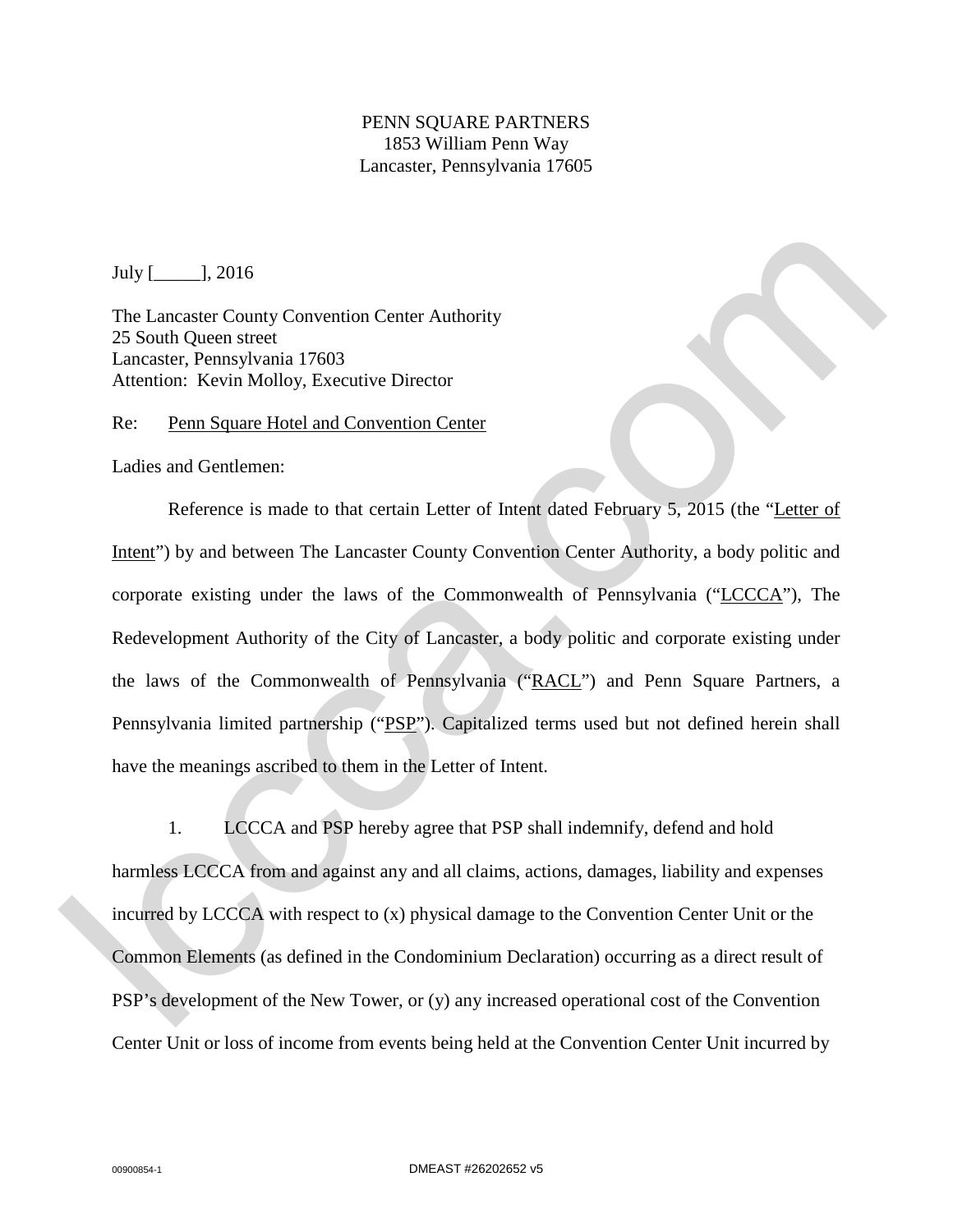PENN SQUARE PARTNERS
1853 William Penn Way
Lancaster, Pennsylvania 17605

July [_____], 2016

The Lancaster County Convention Center Authority
25 South Queen street
Lancaster, Pennsylvania 17603
Attention: Kevin Molloy, Executive Director

Re: Penn Square Hotel and Convention Center

Ladies and Gentlemen:

Reference is made to that certain Letter of Intent dated February 5, 2015 (the "Letter of Intent") by and between The Lancaster County Convention Center Authority, a body politic and corporate existing under the laws of the Commonwealth of Pennsylvania ("LCCCA"), The Redevelopment Authority of the City of Lancaster, a body politic and corporate existing under the laws of the Commonwealth of Pennsylvania ("RACL") and Penn Square Partners, a Pennsylvania limited partnership ("PSP"). Capitalized terms used but not defined herein shall have the meanings ascribed to them in the Letter of Intent.

1. LCCCA and PSP hereby agree that PSP shall indemnify, defend and hold harmless LCCCA from and against any and all claims, actions, damages, liability and expenses incurred by LCCCA with respect to (x) physical damage to the Convention Center Unit or the Common Elements (as defined in the Condominium Declaration) occurring as a direct result of PSP's development of the New Tower, or (y) any increased operational cost of the Convention Center Unit or loss of income from events being held at the Convention Center Unit incurred by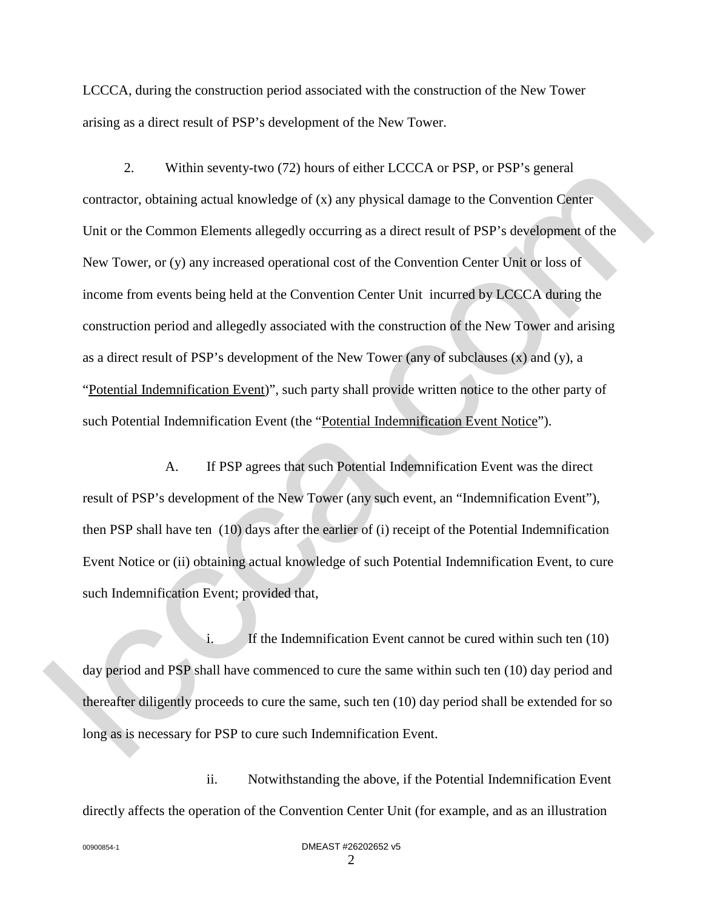LCCCA, during the construction period associated with the construction of the New Tower arising as a direct result of PSP's development of the New Tower.

2. Within seventy-two (72) hours of either LCCCA or PSP, or PSP's general contractor, obtaining actual knowledge of (x) any physical damage to the Convention Center Unit or the Common Elements allegedly occurring as a direct result of PSP's development of the New Tower, or (y) any increased operational cost of the Convention Center Unit or loss of income from events being held at the Convention Center Unit incurred by LCCCA during the construction period and allegedly associated with the construction of the New Tower and arising as a direct result of PSP's development of the New Tower (any of subclauses (x) and (y), a "Potential Indemnification Event)", such party shall provide written notice to the other party of such Potential Indemnification Event (the "Potential Indemnification Event Notice").

A. If PSP agrees that such Potential Indemnification Event was the direct result of PSP's development of the New Tower (any such event, an "Indemnification Event"), then PSP shall have ten (10) days after the earlier of (i) receipt of the Potential Indemnification Event Notice or (ii) obtaining actual knowledge of such Potential Indemnification Event, to cure such Indemnification Event; provided that,

i. If the Indemnification Event cannot be cured within such ten (10) day period and PSP shall have commenced to cure the same within such ten (10) day period and thereafter diligently proceeds to cure the same, such ten (10) day period shall be extended for so long as is necessary for PSP to cure such Indemnification Event.

ii. Notwithstanding the above, if the Potential Indemnification Event directly affects the operation of the Convention Center Unit (for example, and as an illustration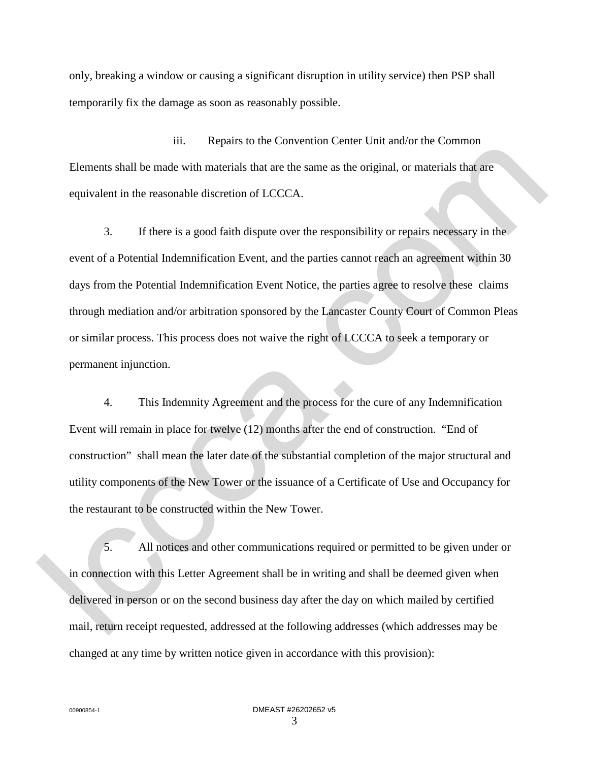only, breaking a window or causing a significant disruption in utility service) then PSP shall temporarily fix the damage as soon as reasonably possible.

iii. Repairs to the Convention Center Unit and/or the Common Elements shall be made with materials that are the same as the original, or materials that are equivalent in the reasonable discretion of LCCCA.

3. If there is a good faith dispute over the responsibility or repairs necessary in the event of a Potential Indemnification Event, and the parties cannot reach an agreement within 30 days from the Potential Indemnification Event Notice, the parties agree to resolve these claims through mediation and/or arbitration sponsored by the Lancaster County Court of Common Pleas or similar process. This process does not waive the right of LCCCA to seek a temporary or permanent injunction.

4. This Indemnity Agreement and the process for the cure of any Indemnification Event will remain in place for twelve (12) months after the end of construction. "End of construction" shall mean the later date of the substantial completion of the major structural and utility components of the New Tower or the issuance of a Certificate of Use and Occupancy for the restaurant to be constructed within the New Tower.

5. All notices and other communications required or permitted to be given under or in connection with this Letter Agreement shall be in writing and shall be deemed given when delivered in person or on the second business day after the day on which mailed by certified mail, return receipt requested, addressed at the following addresses (which addresses may be changed at any time by written notice given in accordance with this provision):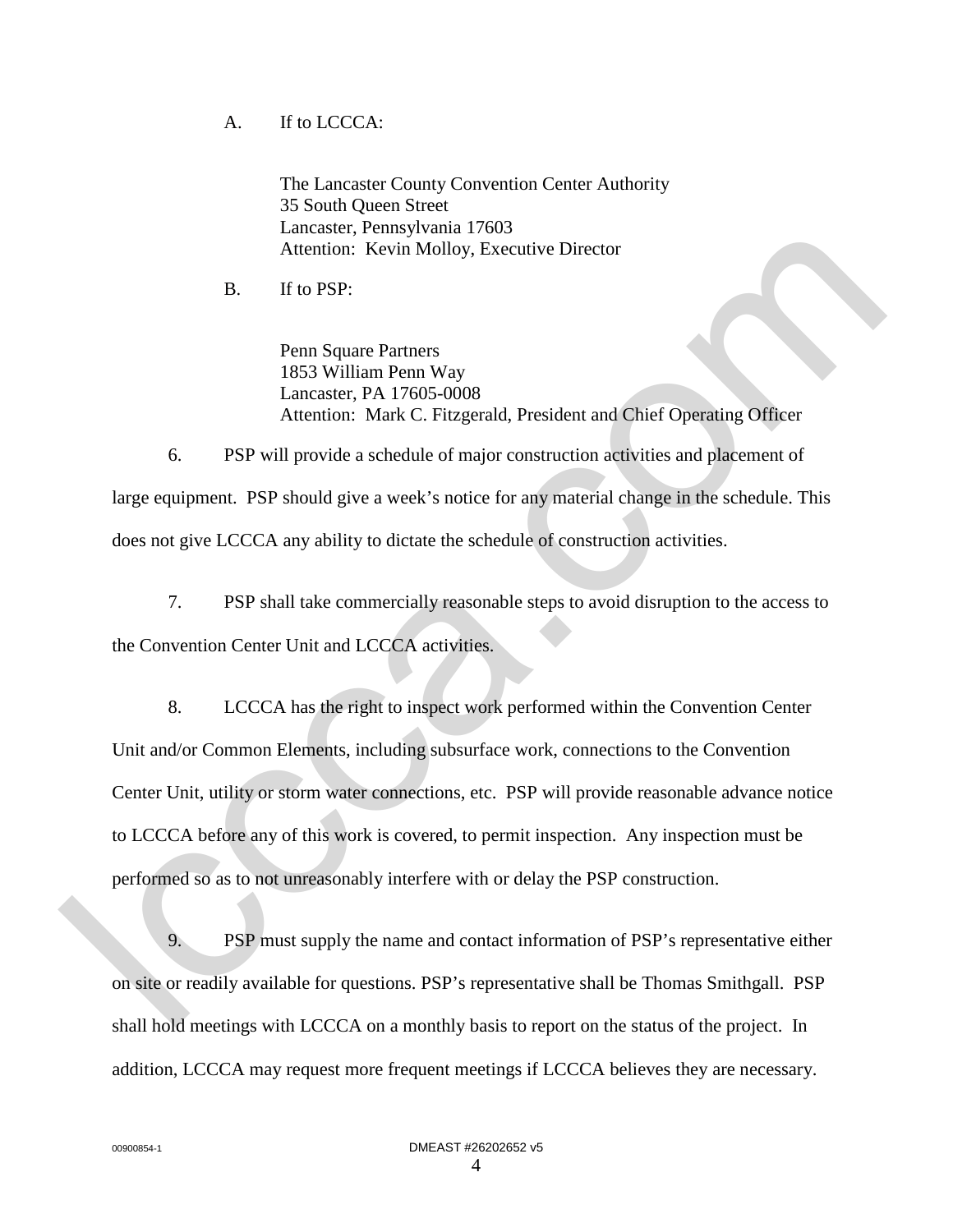A. If to LCCCA:

The Lancaster County Convention Center Authority
35 South Queen Street
Lancaster, Pennsylvania 17603
Attention: Kevin Molloy, Executive Director

B. If to PSP:

Penn Square Partners
1853 William Penn Way
Lancaster, PA 17605-0008
Attention: Mark C. Fitzgerald, President and Chief Operating Officer

6. PSP will provide a schedule of major construction activities and placement of large equipment. PSP should give a week's notice for any material change in the schedule. This does not give LCCCA any ability to dictate the schedule of construction activities.

7. PSP shall take commercially reasonable steps to avoid disruption to the access to the Convention Center Unit and LCCCA activities.

8. LCCCA has the right to inspect work performed within the Convention Center Unit and/or Common Elements, including subsurface work, connections to the Convention Center Unit, utility or storm water connections, etc. PSP will provide reasonable advance notice to LCCCA before any of this work is covered, to permit inspection. Any inspection must be performed so as to not unreasonably interfere with or delay the PSP construction.

9. PSP must supply the name and contact information of PSP's representative either on site or readily available for questions. PSP's representative shall be Thomas Smithgall. PSP shall hold meetings with LCCCA on a monthly basis to report on the status of the project. In addition, LCCCA may request more frequent meetings if LCCCA believes they are necessary.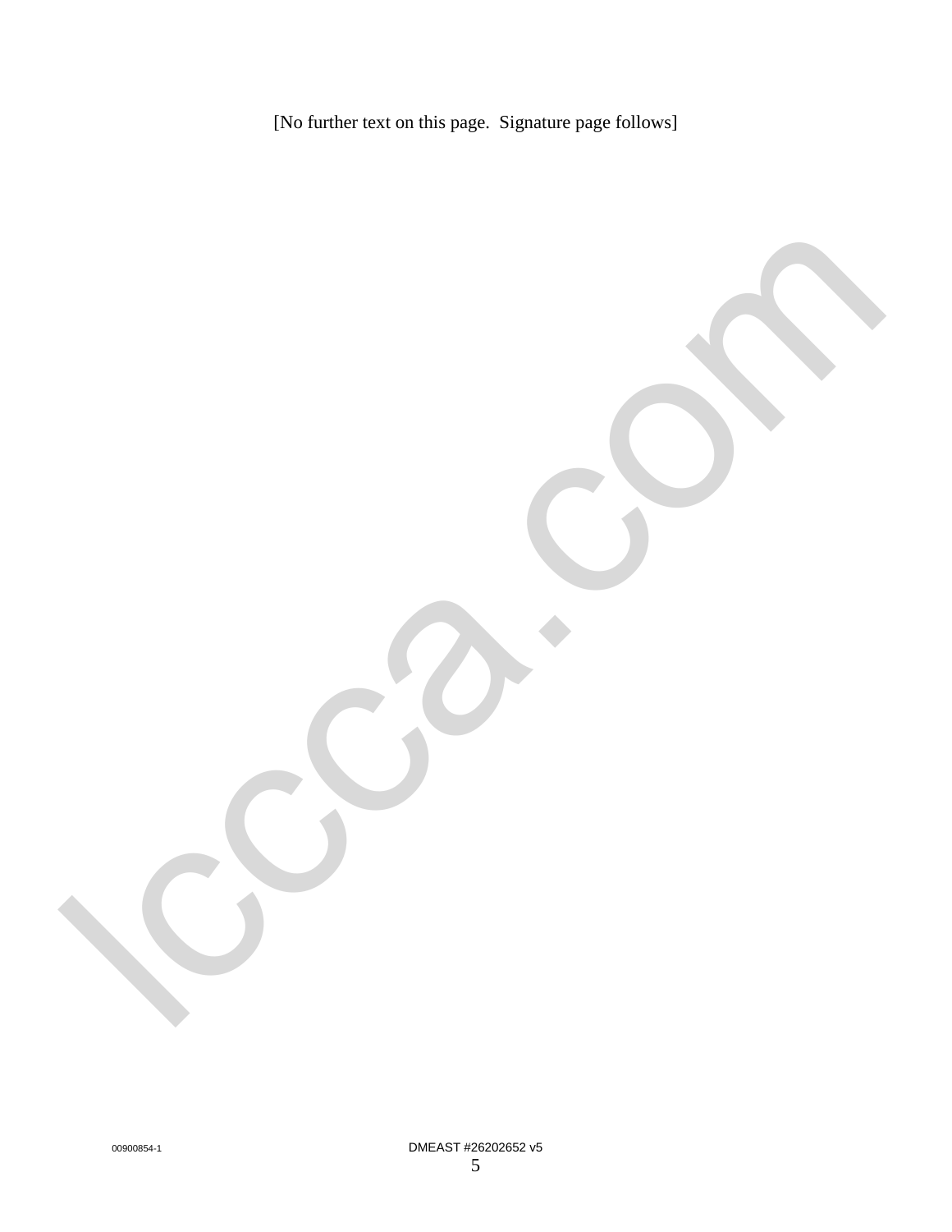[No further text on this page.  Signature page follows]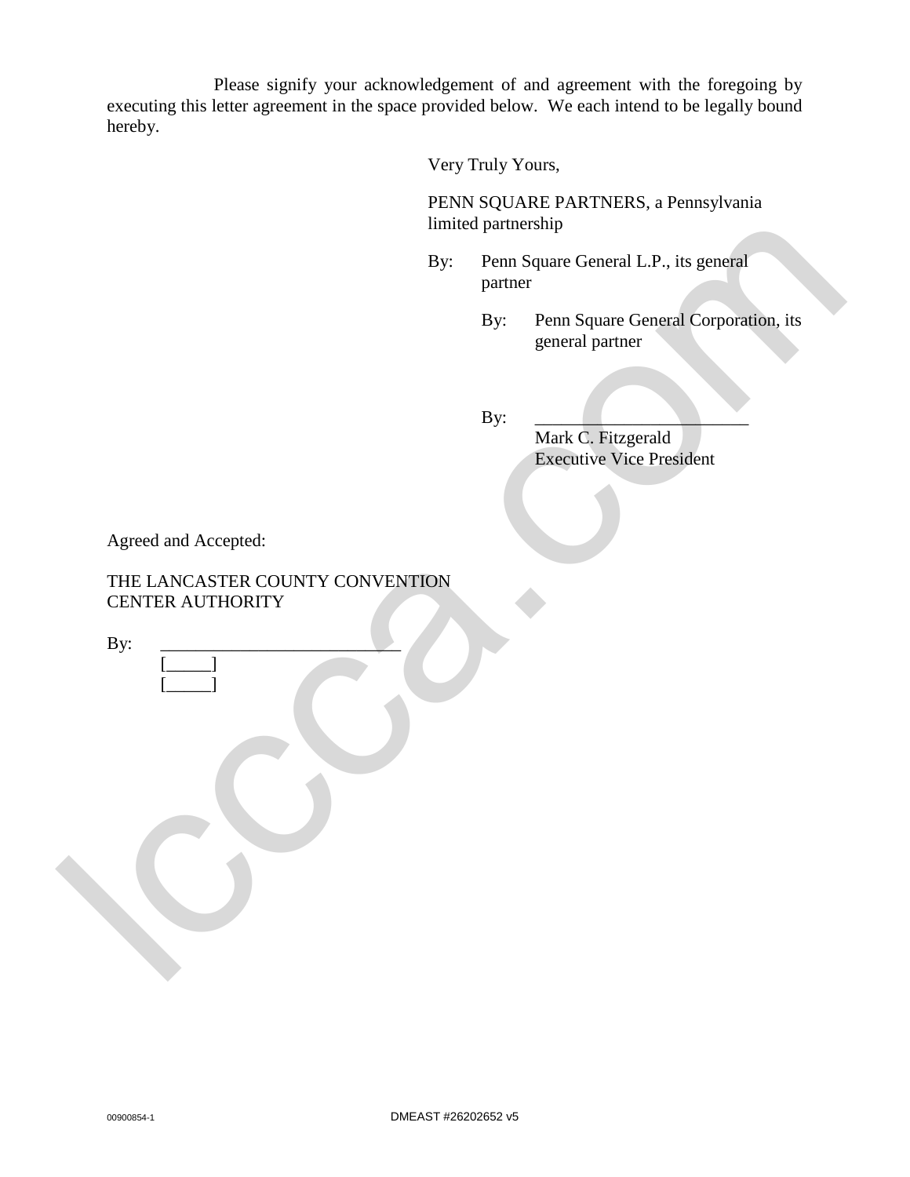Please signify your acknowledgement of and agreement with the foregoing by executing this letter agreement in the space provided below. We each intend to be legally bound hereby.

Very Truly Yours,

PENN SQUARE PARTNERS, a Pennsylvania limited partnership

By: Penn Square General L.P., its general partner

By: Penn Square General Corporation, its general partner

By: ________________________
Mark C. Fitzgerald
Executive Vice President

Agreed and Accepted:

THE LANCASTER COUNTY CONVENTION CENTER AUTHORITY

By: ___________________________
[_____]
[_____]

00900854-1 DMEAST #26202652 v5